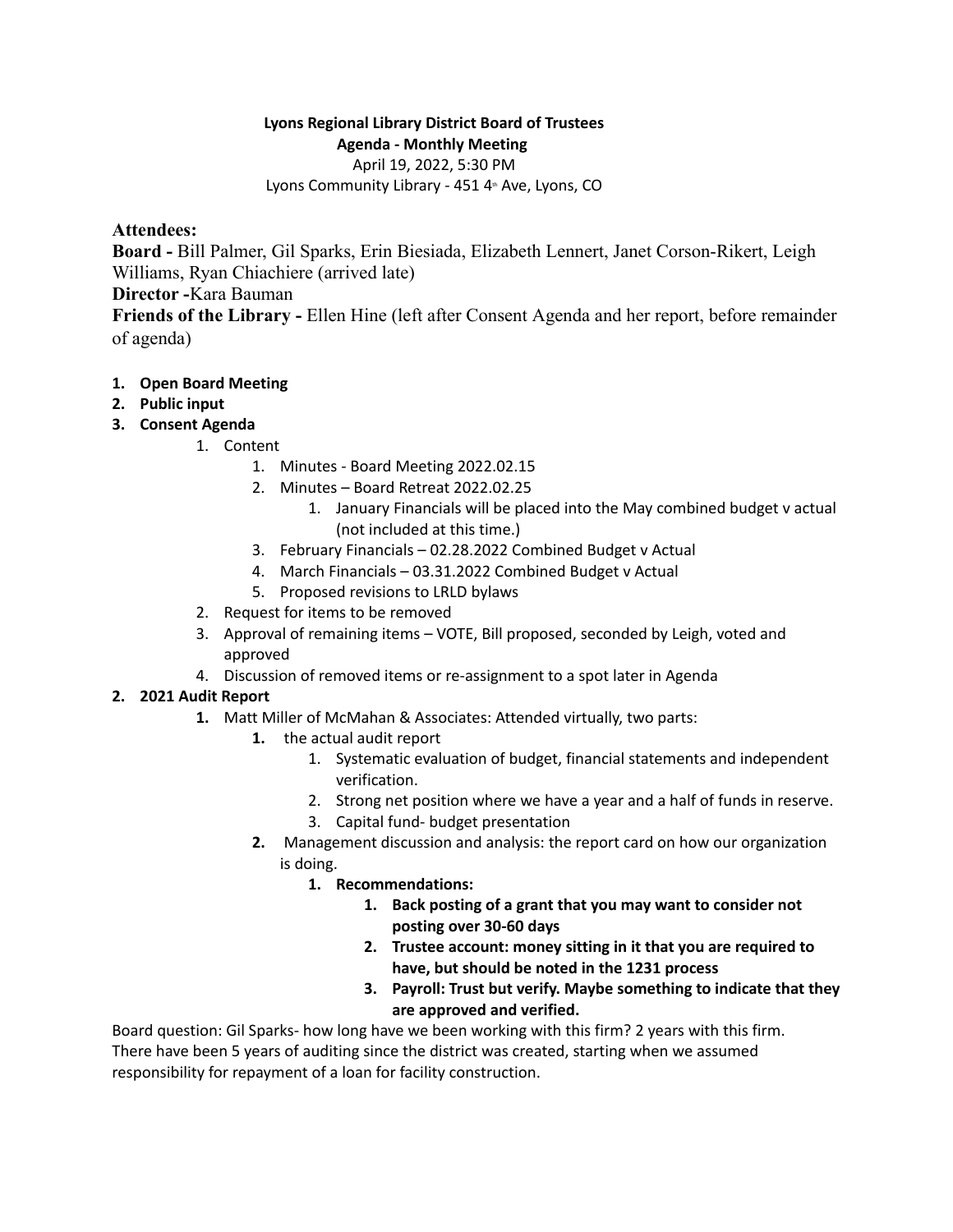**Lyons Regional Library District Board of Trustees**
**Agenda - Monthly Meeting**
April 19, 2022, 5:30 PM
Lyons Community Library - 451 4th Ave, Lyons, CO

**Attendees:**

**Board -** Bill Palmer, Gil Sparks, Erin Biesiada, Elizabeth Lennert, Janet Corson-Rikert, Leigh Williams, Ryan Chiachiere (arrived late)

**Director -** Kara Bauman

**Friends of the Library -** Ellen Hine (left after Consent Agenda and her report, before remainder of agenda)

1. **Open Board Meeting**
2. **Public input**
3. **Consent Agenda**
    1. Content
        1. Minutes - Board Meeting 2022.02.15
        2. Minutes – Board Retreat 2022.02.25
            1. January Financials will be placed into the May combined budget v actual (not included at this time.)
        3. February Financials – 02.28.2022 Combined Budget v Actual
        4. March Financials – 03.31.2022 Combined Budget v Actual
        5. Proposed revisions to LRLD bylaws
    2. Request for items to be removed
    3. Approval of remaining items – VOTE, Bill proposed, seconded by Leigh, voted and approved
    4. Discussion of removed items or re-assignment to a spot later in Agenda
2. **2021 Audit Report**
    1. Matt Miller of McMahan & Associates: Attended virtually, two parts:
        1. the actual audit report
            1. Systematic evaluation of budget, financial statements and independent verification.
            2. Strong net position where we have a year and a half of funds in reserve.
            3. Capital fund- budget presentation
        2. Management discussion and analysis: the report card on how our organization is doing.
            1. **Recommendations:**
                1. **Back posting of a grant that you may want to consider not posting over 30-60 days**
                2. **Trustee account: money sitting in it that you are required to have, but should be noted in the 1231 process**
                3. **Payroll: Trust but verify. Maybe something to indicate that they are approved and verified.**

Board question: Gil Sparks- how long have we been working with this firm? 2 years with this firm. There have been 5 years of auditing since the district was created, starting when we assumed responsibility for repayment of a loan for facility construction.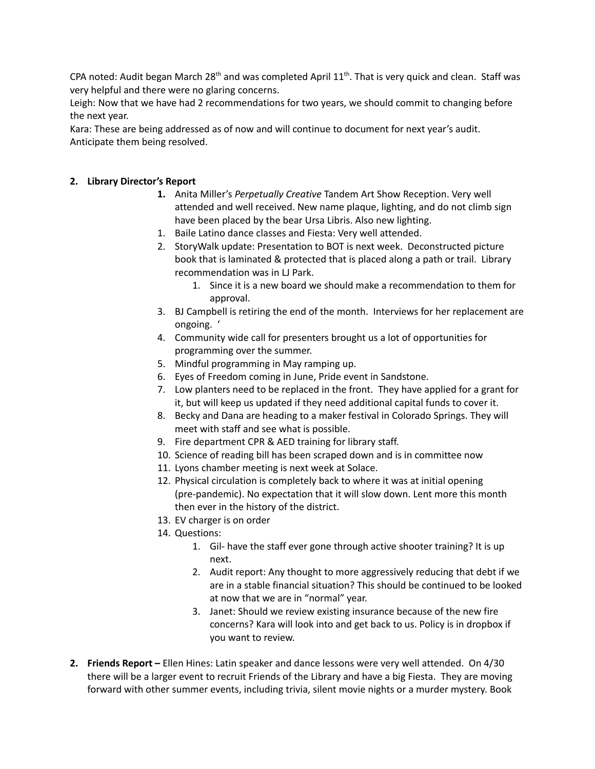CPA noted: Audit began March 28th and was completed April 11th. That is very quick and clean. Staff was very helpful and there were no glaring concerns.
Leigh: Now that we have had 2 recommendations for two years, we should commit to changing before the next year.
Kara: These are being addressed as of now and will continue to document for next year's audit. Anticipate them being resolved.

**2. Library Director's Report**

1. Anita Miller's *Perpetually Creative* Tandem Art Show Reception. Very well attended and well received. New name plaque, lighting, and do not climb sign have been placed by the bear Ursa Libris. Also new lighting.
1. Baile Latino dance classes and Fiesta: Very well attended.
2. StoryWalk update: Presentation to BOT is next week. Deconstructed picture book that is laminated & protected that is placed along a path or trail. Library recommendation was in LJ Park.
    1. Since it is a new board we should make a recommendation to them for approval.
3. BJ Campbell is retiring the end of the month. Interviews for her replacement are ongoing. '
4. Community wide call for presenters brought us a lot of opportunities for programming over the summer.
5. Mindful programming in May ramping up.
6. Eyes of Freedom coming in June, Pride event in Sandstone.
7. Low planters need to be replaced in the front. They have applied for a grant for it, but will keep us updated if they need additional capital funds to cover it.
8. Becky and Dana are heading to a maker festival in Colorado Springs. They will meet with staff and see what is possible.
9. Fire department CPR & AED training for library staff.
10. Science of reading bill has been scraped down and is in committee now
11. Lyons chamber meeting is next week at Solace.
12. Physical circulation is completely back to where it was at initial opening (pre-pandemic). No expectation that it will slow down. Lent more this month then ever in the history of the district.
13. EV charger is on order
14. Questions:
    1. Gil- have the staff ever gone through active shooter training? It is up next.
    2. Audit report: Any thought to more aggressively reducing that debt if we are in a stable financial situation? This should be continued to be looked at now that we are in "normal" year.
    3. Janet: Should we review existing insurance because of the new fire concerns? Kara will look into and get back to us. Policy is in dropbox if you want to review.

**2. Friends Report –** Ellen Hines: Latin speaker and dance lessons were very well attended. On 4/30 there will be a larger event to recruit Friends of the Library and have a big Fiesta. They are moving forward with other summer events, including trivia, silent movie nights or a murder mystery. Book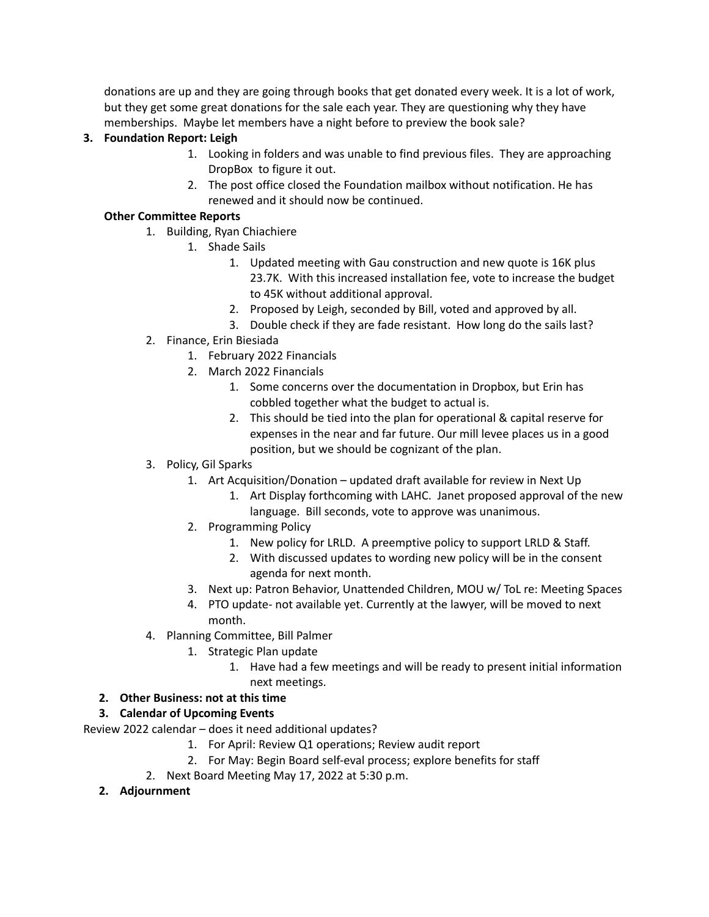donations are up and they are going through books that get donated every week. It is a lot of work, but they get some great donations for the sale each year. They are questioning why they have memberships. Maybe let members have a night before to preview the book sale?

3. **Foundation Report: Leigh**
    1. Looking in folders and was unable to find previous files. They are approaching DropBox to figure it out.
    2. The post office closed the Foundation mailbox without notification. He has renewed and it should now be continued.

**Other Committee Reports**

1. Building, Ryan Chiachiere
    1. Shade Sails
        1. Updated meeting with Gau construction and new quote is 16K plus 23.7K. With this increased installation fee, vote to increase the budget to 45K without additional approval.
        2. Proposed by Leigh, seconded by Bill, voted and approved by all.
        3. Double check if they are fade resistant. How long do the sails last?
2. Finance, Erin Biesiada
    1. February 2022 Financials
    2. March 2022 Financials
        1. Some concerns over the documentation in Dropbox, but Erin has cobbled together what the budget to actual is.
        2. This should be tied into the plan for operational & capital reserve for expenses in the near and far future. Our mill levee places us in a good position, but we should be cognizant of the plan.
3. Policy, Gil Sparks
    1. Art Acquisition/Donation – updated draft available for review in Next Up
        1. Art Display forthcoming with LAHC. Janet proposed approval of the new language. Bill seconds, vote to approve was unanimous.
    2. Programming Policy
        1. New policy for LRLD. A preemptive policy to support LRLD & Staff.
        2. With discussed updates to wording new policy will be in the consent agenda for next month.
    3. Next up: Patron Behavior, Unattended Children, MOU w/ ToL re: Meeting Spaces
    4. PTO update- not available yet. Currently at the lawyer, will be moved to next month.
4. Planning Committee, Bill Palmer
    1. Strategic Plan update
        1. Have had a few meetings and will be ready to present initial information next meetings.

2. **Other Business: not at this time**
3. **Calendar of Upcoming Events**

Review 2022 calendar – does it need additional updates?

1. For April: Review Q1 operations; Review audit report
2. For May: Begin Board self-eval process; explore benefits for staff

2. Next Board Meeting May 17, 2022 at 5:30 p.m.

2. **Adjournment**